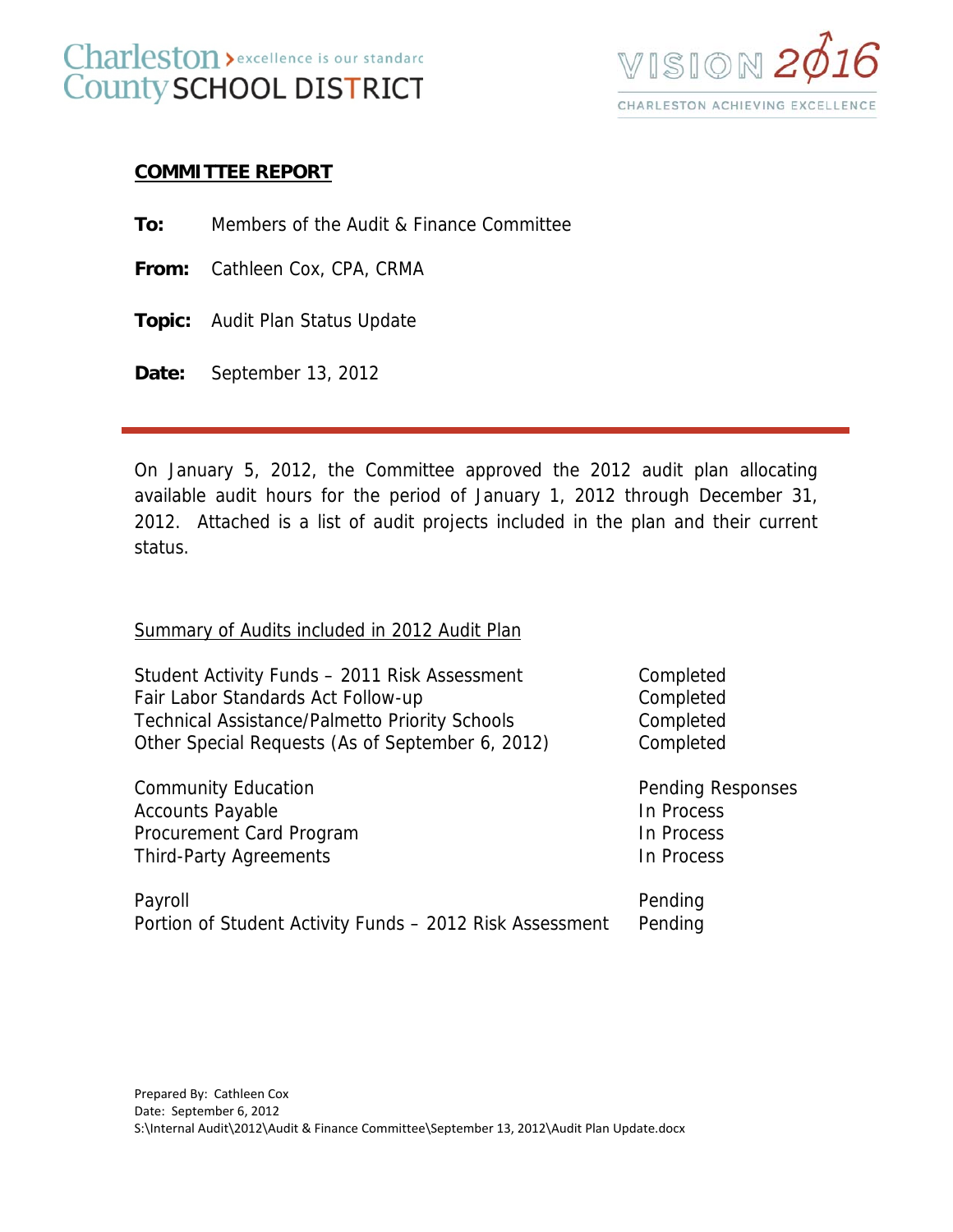Charleston County SCHOOL DISTRICT › excellence is our standard

VISION 2016
CHARLESTON ACHIEVING EXCELLENCE

## COMMITTEE REPORT

**To:** Members of the Audit & Finance Committee

**From:** Cathleen Cox, CPA, CRMA

**Topic:** Audit Plan Status Update

**Date:** September 13, 2012

---

On January 5, 2012, the Committee approved the 2012 audit plan allocating available audit hours for the period of January 1, 2012 through December 31, 2012. Attached is a list of audit projects included in the plan and their current status.

Summary of Audits included in 2012 Audit Plan

| Audit | Status |
|---|---|
| Student Activity Funds – 2011 Risk Assessment | Completed |
| Fair Labor Standards Act Follow-up | Completed |
| Technical Assistance/Palmetto Priority Schools | Completed |
| Other Special Requests (As of September 6, 2012) | Completed |
| Community Education | Pending Responses |
| Accounts Payable | In Process |
| Procurement Card Program | In Process |
| Third-Party Agreements | In Process |
| Payroll | Pending |
| Portion of Student Activity Funds – 2012 Risk Assessment | Pending |

Prepared By: Cathleen Cox
Date: September 6, 2012
S:\Internal Audit\2012\Audit & Finance Committee\September 13, 2012\Audit Plan Update.docx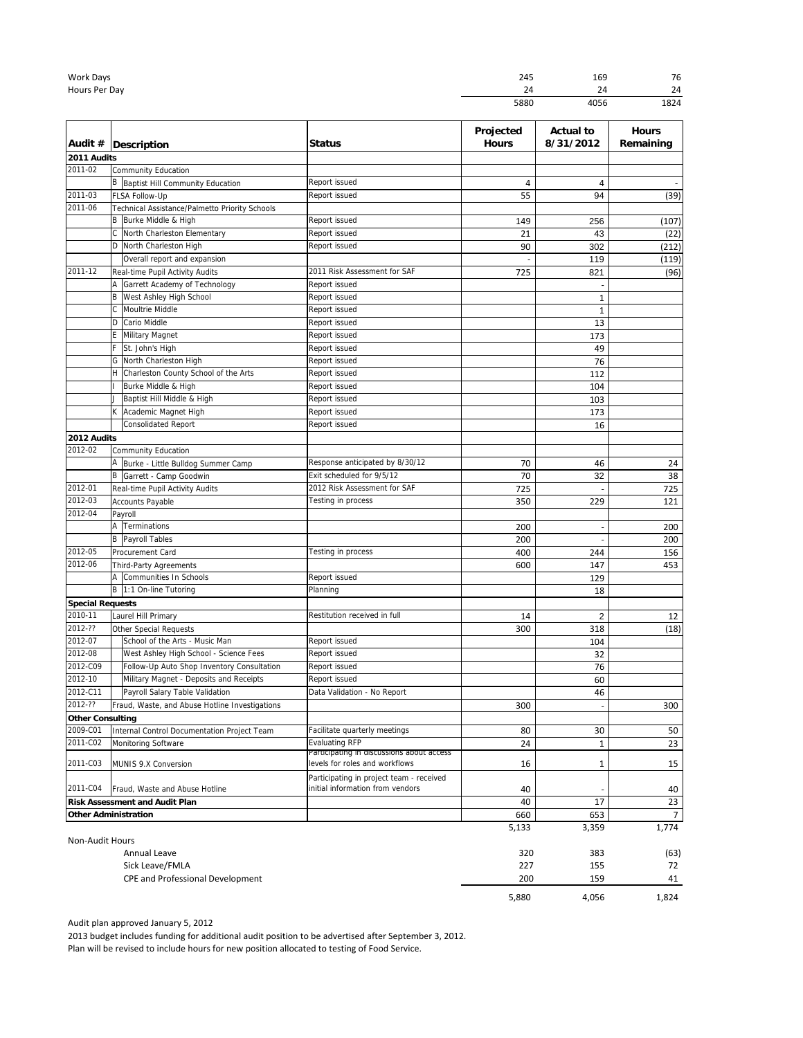| | | | | |
|---|---|---|---|---|
| Work Days | | 245 | 169 | 76 |
| Hours Per Day | | 24 | 24 | 24 |
| | | 5880 | 4056 | 1824 |

| Audit # | Description | Status | Projected Hours | Actual to 8/31/2012 | Hours Remaining |
|---|---|---|---|---|---|
| **2011 Audits** | | | | | |
| 2011-02 | Community Education | | | | |
| | B Baptist Hill Community Education | Report issued | 4 | 4 | - |
| 2011-03 | FLSA Follow-Up | Report issued | 55 | 94 | (39) |
| 2011-06 | Technical Assistance/Palmetto Priority Schools | | | | |
| | B Burke Middle & High | Report issued | 149 | 256 | (107) |
| | C North Charleston Elementary | Report issued | 21 | 43 | (22) |
| | D North Charleston High | Report issued | 90 | 302 | (212) |
| | Overall report and expansion | | - | 119 | (119) |
| 2011-12 | Real-time Pupil Activity Audits | 2011 Risk Assessment for SAF | 725 | 821 | (96) |
| | A Garrett Academy of Technology | Report issued | | - | |
| | B West Ashley High School | Report issued | | 1 | |
| | C Moultrie Middle | Report issued | | 1 | |
| | D Cario Middle | Report issued | | 13 | |
| | E Military Magnet | Report issued | | 173 | |
| | F St. John's High | Report issued | | 49 | |
| | G North Charleston High | Report issued | | 76 | |
| | H Charleston County School of the Arts | Report issued | | 112 | |
| | I Burke Middle & High | Report issued | | 104 | |
| | J Baptist Hill Middle & High | Report issued | | 103 | |
| | K Academic Magnet High | Report issued | | 173 | |
| | Consolidated Report | Report issued | | 16 | |
| **2012 Audits** | | | | | |
| 2012-02 | Community Education | | | | |
| | A Burke - Little Bulldog Summer Camp | Response anticipated by 8/30/12 | 70 | 46 | 24 |
| | B Garrett - Camp Goodwin | Exit scheduled for 9/5/12 | 70 | 32 | 38 |
| 2012-01 | Real-time Pupil Activity Audits | 2012 Risk Assessment for SAF | 725 | - | 725 |
| 2012-03 | Accounts Payable | Testing in process | 350 | 229 | 121 |
| 2012-04 | Payroll | | | | |
| | A Terminations | | 200 | - | 200 |
| | B Payroll Tables | | 200 | - | 200 |
| 2012-05 | Procurement Card | Testing in process | 400 | 244 | 156 |
| 2012-06 | Third-Party Agreements | | 600 | 147 | 453 |
| | A Communities In Schools | Report issued | | 129 | |
| | B 1:1 On-line Tutoring | Planning | | 18 | |
| **Special Requests** | | | | | |
| 2010-11 | Laurel Hill Primary | Restitution received in full | 14 | 2 | 12 |
| 2012-?? | Other Special Requests | | 300 | 318 | (18) |
| 2012-07 | School of the Arts - Music Man | Report issued | | 104 | |
| 2012-08 | West Ashley High School - Science Fees | Report issued | | 32 | |
| 2012-C09 | Follow-Up Auto Shop Inventory Consultation | Report issued | | 76 | |
| 2012-10 | Military Magnet - Deposits and Receipts | Report issued | | 60 | |
| 2012-C11 | Payroll Salary Table Validation | Data Validation - No Report | | 46 | |
| 2012-?? | Fraud, Waste, and Abuse Hotline Investigations | | 300 | - | 300 |
| **Other Consulting** | | | | | |
| 2009-C01 | Internal Control Documentation Project Team | Facilitate quarterly meetings | 80 | 30 | 50 |
| 2011-C02 | Monitoring Software | Evaluating RFP | 24 | 1 | 23 |
| 2011-C03 | MUNIS 9.X Conversion | Participating in discussions about access levels for roles and workflows | 16 | 1 | 15 |
| 2011-C04 | Fraud, Waste and Abuse Hotline | Participating in project team - received initial information from vendors | 40 | - | 40 |
| **Risk Assessment and Audit Plan** | | | 40 | 17 | 23 |
| **Other Administration** | | | 660 | 653 | 7 |
| | | | 5,133 | 3,359 | 1,774 |
| Non-Audit Hours | | | | | |
| | Annual Leave | | 320 | 383 | (63) |
| | Sick Leave/FMLA | | 227 | 155 | 72 |
| | CPE and Professional Development | | 200 | 159 | 41 |
| | | | 5,880 | 4,056 | 1,824 |

Audit plan approved January 5, 2012

2013 budget includes funding for additional audit position to be advertised after September 3, 2012.

Plan will be revised to include hours for new position allocated to testing of Food Service.